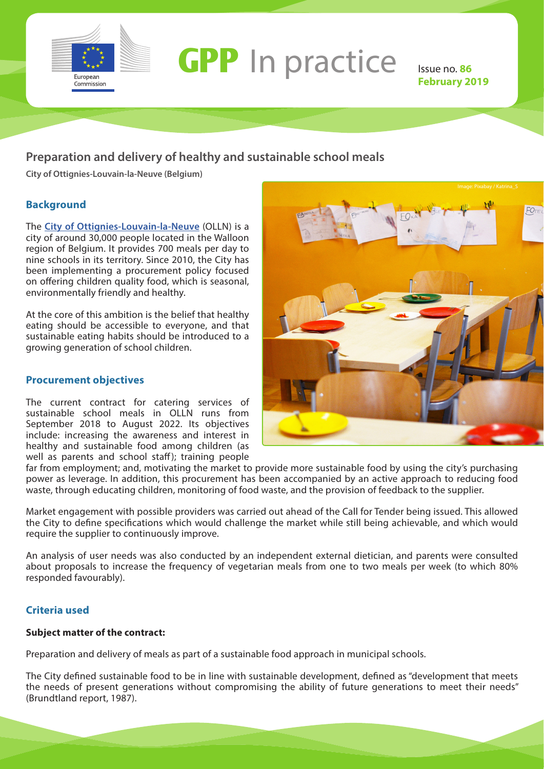# GPP In practice

Issue no. **86**
**February 2019**

## Preparation and delivery of healthy and sustainable school meals

**City of Ottignies-Louvain-la-Neuve (Belgium)**

### Background

The **City of Ottignies-Louvain-la-Neuve** (OLLN) is a city of around 30,000 people located in the Walloon region of Belgium. It provides 700 meals per day to nine schools in its territory. Since 2010, the City has been implementing a procurement policy focused on offering children quality food, which is seasonal, environmentally friendly and healthy.

At the core of this ambition is the belief that healthy eating should be accessible to everyone, and that sustainable eating habits should be introduced to a growing generation of school children.

### Procurement objectives

The current contract for catering services of sustainable school meals in OLLN runs from September 2018 to August 2022. Its objectives include: increasing the awareness and interest in healthy and sustainable food among children (as well as parents and school staff); training people far from employment; and, motivating the market to provide more sustainable food by using the city's purchasing power as leverage. In addition, this procurement has been accompanied by an active approach to reducing food waste, through educating children, monitoring of food waste, and the provision of feedback to the supplier.

Market engagement with possible providers was carried out ahead of the Call for Tender being issued. This allowed the City to define specifications which would challenge the market while still being achievable, and which would require the supplier to continuously improve.

An analysis of user needs was also conducted by an independent external dietician, and parents were consulted about proposals to increase the frequency of vegetarian meals from one to two meals per week (to which 80% responded favourably).

### Criteria used

**Subject matter of the contract:**

Preparation and delivery of meals as part of a sustainable food approach in municipal schools.

The City defined sustainable food to be in line with sustainable development, defined as "development that meets the needs of present generations without compromising the ability of future generations to meet their needs" (Brundtland report, 1987).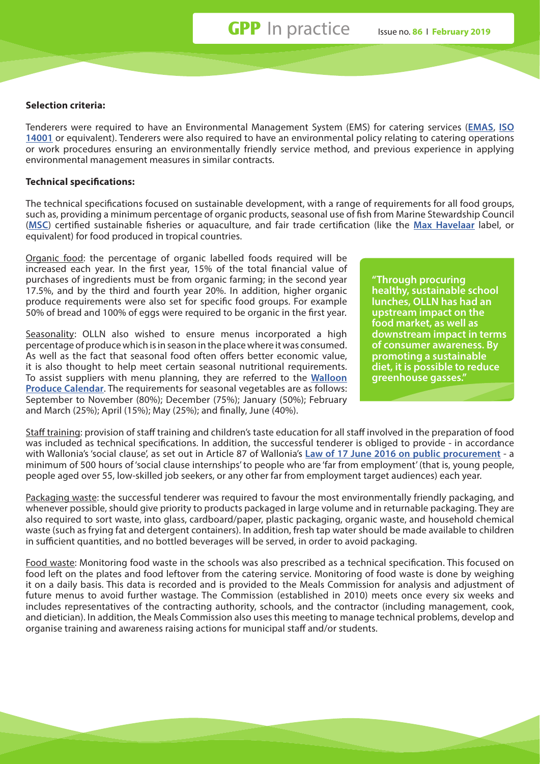**Selection criteria:**

Tenderers were required to have an Environmental Management System (EMS) for catering services (**EMAS**, **ISO 14001** or equivalent). Tenderers were also required to have an environmental policy relating to catering operations or work procedures ensuring an environmentally friendly service method, and previous experience in applying environmental management measures in similar contracts.

**Technical specifications:**

The technical specifications focused on sustainable development, with a range of requirements for all food groups, such as, providing a minimum percentage of organic products, seasonal use of fish from Marine Stewardship Council (**MSC**) certified sustainable fisheries or aquaculture, and fair trade certification (like the **Max Havelaar** label, or equivalent) for food produced in tropical countries.

Organic food: the percentage of organic labelled foods required will be increased each year. In the first year, 15% of the total financial value of purchases of ingredients must be from organic farming; in the second year 17.5%, and by the third and fourth year 20%. In addition, higher organic produce requirements were also set for specific food groups. For example 50% of bread and 100% of eggs were required to be organic in the first year.

Seasonality: OLLN also wished to ensure menus incorporated a high percentage of produce which is in season in the place where it was consumed. As well as the fact that seasonal food often offers better economic value, it is also thought to help meet certain seasonal nutritional requirements. To assist suppliers with menu planning, they are referred to the **Walloon Produce Calendar**. The requirements for seasonal vegetables are as follows: September to November (80%); December (75%); January (50%); February and March (25%); April (15%); May (25%); and finally, June (40%).

> **"Through procuring healthy, sustainable school lunches, OLLN has had an upstream impact on the food market, as well as downstream impact in terms of consumer awareness. By promoting a sustainable diet, it is possible to reduce greenhouse gasses."**

Staff training: provision of staff training and children's taste education for all staff involved in the preparation of food was included as technical specifications. In addition, the successful tenderer is obliged to provide - in accordance with Wallonia's 'social clause', as set out in Article 87 of Wallonia's **Law of 17 June 2016 on public procurement** - a minimum of 500 hours of 'social clause internships' to people who are 'far from employment' (that is, young people, people aged over 55, low-skilled job seekers, or any other far from employment target audiences) each year.

Packaging waste: the successful tenderer was required to favour the most environmentally friendly packaging, and whenever possible, should give priority to products packaged in large volume and in returnable packaging. They are also required to sort waste, into glass, cardboard/paper, plastic packaging, organic waste, and household chemical waste (such as frying fat and detergent containers). In addition, fresh tap water should be made available to children in sufficient quantities, and no bottled beverages will be served, in order to avoid packaging.

Food waste: Monitoring food waste in the schools was also prescribed as a technical specification. This focused on food left on the plates and food leftover from the catering service. Monitoring of food waste is done by weighing it on a daily basis. This data is recorded and is provided to the Meals Commission for analysis and adjustment of future menus to avoid further wastage. The Commission (established in 2010) meets once every six weeks and includes representatives of the contracting authority, schools, and the contractor (including management, cook, and dietician). In addition, the Meals Commission also uses this meeting to manage technical problems, develop and organise training and awareness raising actions for municipal staff and/or students.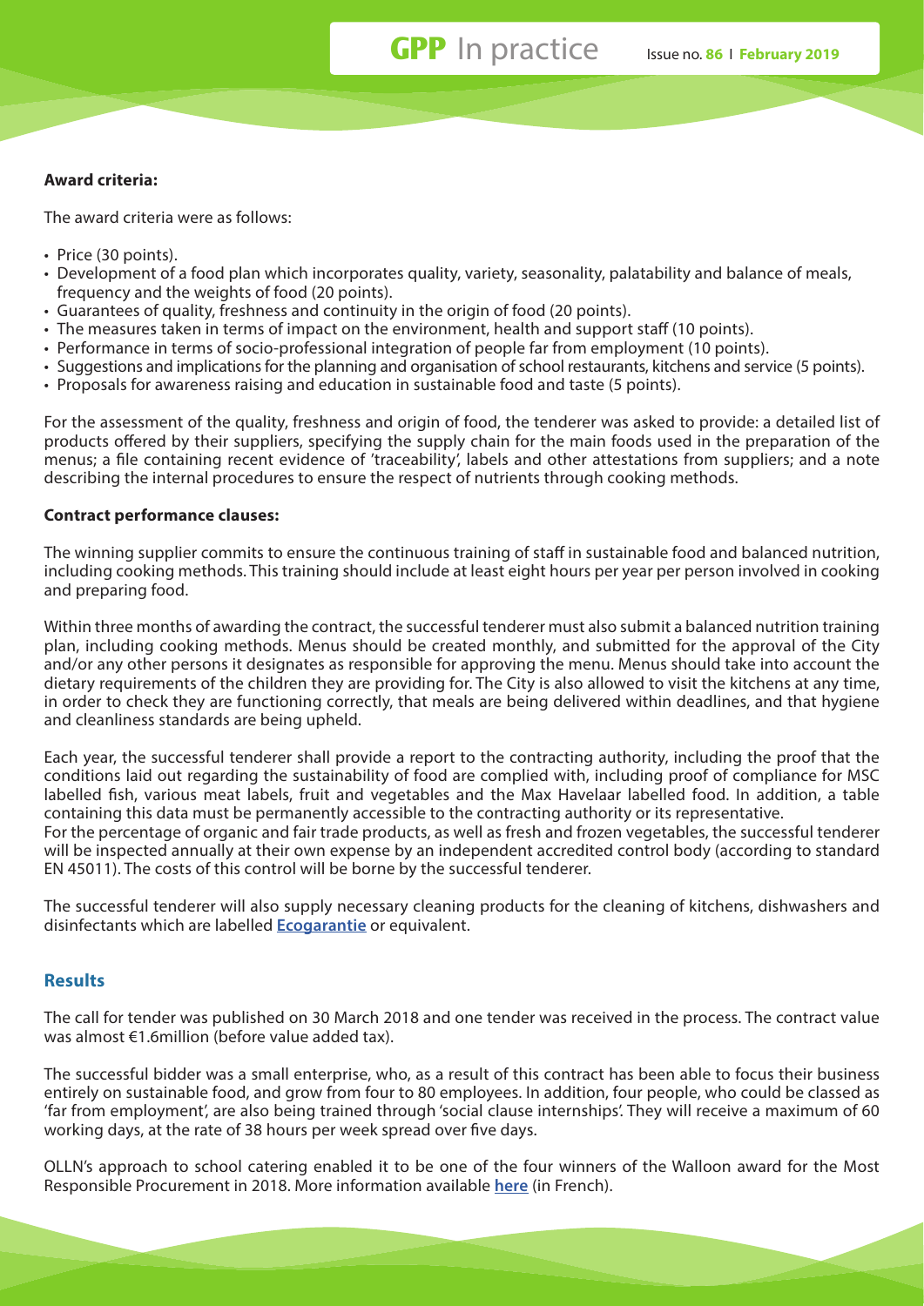**Award criteria:**

The award criteria were as follows:

- Price (30 points).
- Development of a food plan which incorporates quality, variety, seasonality, palatability and balance of meals, frequency and the weights of food (20 points).
- Guarantees of quality, freshness and continuity in the origin of food (20 points).
- The measures taken in terms of impact on the environment, health and support staff (10 points).
- Performance in terms of socio-professional integration of people far from employment (10 points).
- Suggestions and implications for the planning and organisation of school restaurants, kitchens and service (5 points).
- Proposals for awareness raising and education in sustainable food and taste (5 points).

For the assessment of the quality, freshness and origin of food, the tenderer was asked to provide: a detailed list of products offered by their suppliers, specifying the supply chain for the main foods used in the preparation of the menus; a file containing recent evidence of 'traceability', labels and other attestations from suppliers; and a note describing the internal procedures to ensure the respect of nutrients through cooking methods.

**Contract performance clauses:**

The winning supplier commits to ensure the continuous training of staff in sustainable food and balanced nutrition, including cooking methods. This training should include at least eight hours per year per person involved in cooking and preparing food.

Within three months of awarding the contract, the successful tenderer must also submit a balanced nutrition training plan, including cooking methods. Menus should be created monthly, and submitted for the approval of the City and/or any other persons it designates as responsible for approving the menu. Menus should take into account the dietary requirements of the children they are providing for. The City is also allowed to visit the kitchens at any time, in order to check they are functioning correctly, that meals are being delivered within deadlines, and that hygiene and cleanliness standards are being upheld.

Each year, the successful tenderer shall provide a report to the contracting authority, including the proof that the conditions laid out regarding the sustainability of food are complied with, including proof of compliance for MSC labelled fish, various meat labels, fruit and vegetables and the Max Havelaar labelled food. In addition, a table containing this data must be permanently accessible to the contracting authority or its representative.
For the percentage of organic and fair trade products, as well as fresh and frozen vegetables, the successful tenderer will be inspected annually at their own expense by an independent accredited control body (according to standard EN 45011). The costs of this control will be borne by the successful tenderer.

The successful tenderer will also supply necessary cleaning products for the cleaning of kitchens, dishwashers and disinfectants which are labelled **Ecogarantie** or equivalent.

## Results

The call for tender was published on 30 March 2018 and one tender was received in the process. The contract value was almost €1.6million (before value added tax).

The successful bidder was a small enterprise, who, as a result of this contract has been able to focus their business entirely on sustainable food, and grow from four to 80 employees. In addition, four people, who could be classed as 'far from employment', are also being trained through 'social clause internships'. They will receive a maximum of 60 working days, at the rate of 38 hours per week spread over five days.

OLLN's approach to school catering enabled it to be one of the four winners of the Walloon award for the Most Responsible Procurement in 2018. More information available **here** (in French).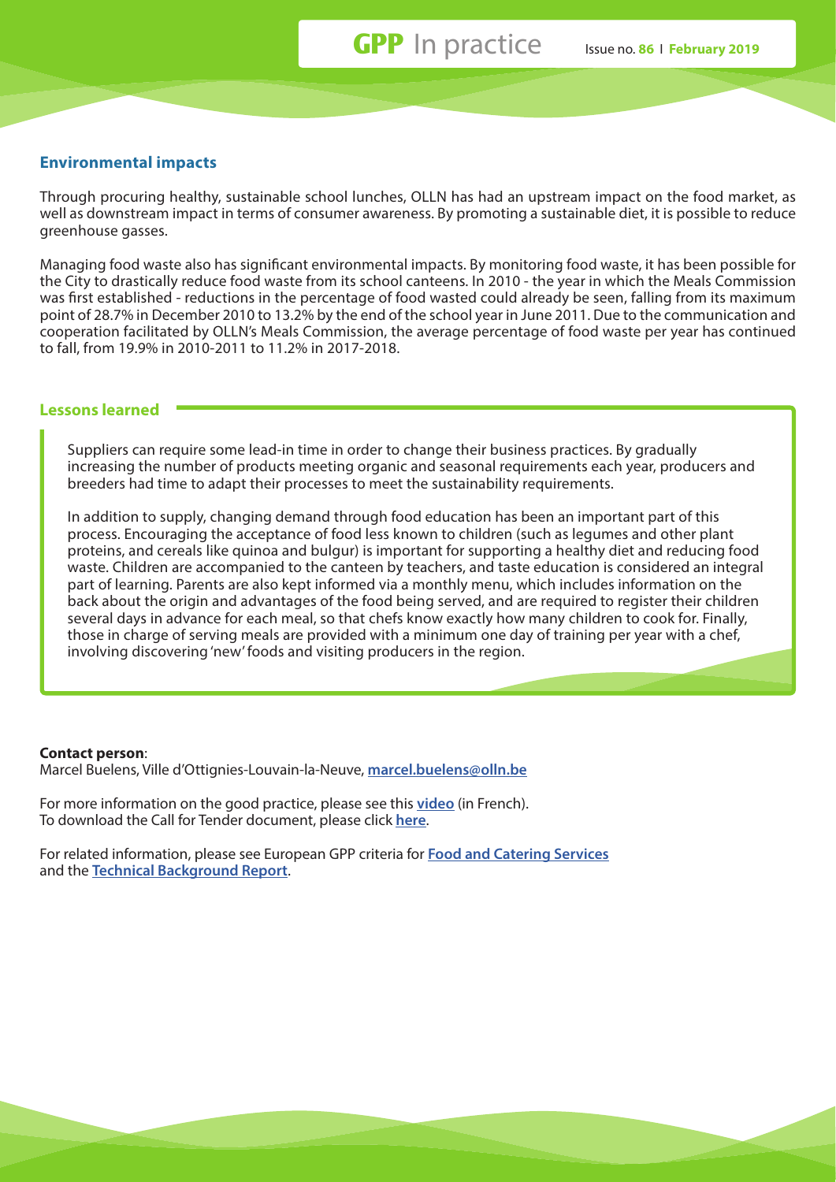### Environmental impacts

Through procuring healthy, sustainable school lunches, OLLN has had an upstream impact on the food market, as well as downstream impact in terms of consumer awareness. By promoting a sustainable diet, it is possible to reduce greenhouse gasses.

Managing food waste also has significant environmental impacts. By monitoring food waste, it has been possible for the City to drastically reduce food waste from its school canteens. In 2010 - the year in which the Meals Commission was first established - reductions in the percentage of food wasted could already be seen, falling from its maximum point of 28.7% in December 2010 to 13.2% by the end of the school year in June 2011. Due to the communication and cooperation facilitated by OLLN's Meals Commission, the average percentage of food waste per year has continued to fall, from 19.9% in 2010-2011 to 11.2% in 2017-2018.

### Lessons learned

Suppliers can require some lead-in time in order to change their business practices. By gradually increasing the number of products meeting organic and seasonal requirements each year, producers and breeders had time to adapt their processes to meet the sustainability requirements.

In addition to supply, changing demand through food education has been an important part of this process. Encouraging the acceptance of food less known to children (such as legumes and other plant proteins, and cereals like quinoa and bulgur) is important for supporting a healthy diet and reducing food waste. Children are accompanied to the canteen by teachers, and taste education is considered an integral part of learning. Parents are also kept informed via a monthly menu, which includes information on the back about the origin and advantages of the food being served, and are required to register their children several days in advance for each meal, so that chefs know exactly how many children to cook for. Finally, those in charge of serving meals are provided with a minimum one day of training per year with a chef, involving discovering 'new' foods and visiting producers in the region.

**Contact person**:
Marcel Buelens, Ville d'Ottignies-Louvain-la-Neuve, **marcel.buelens@olln.be**

For more information on the good practice, please see this **video** (in French).
To download the Call for Tender document, please click **here**.

For related information, please see European GPP criteria for **Food and Catering Services** and the **Technical Background Report**.